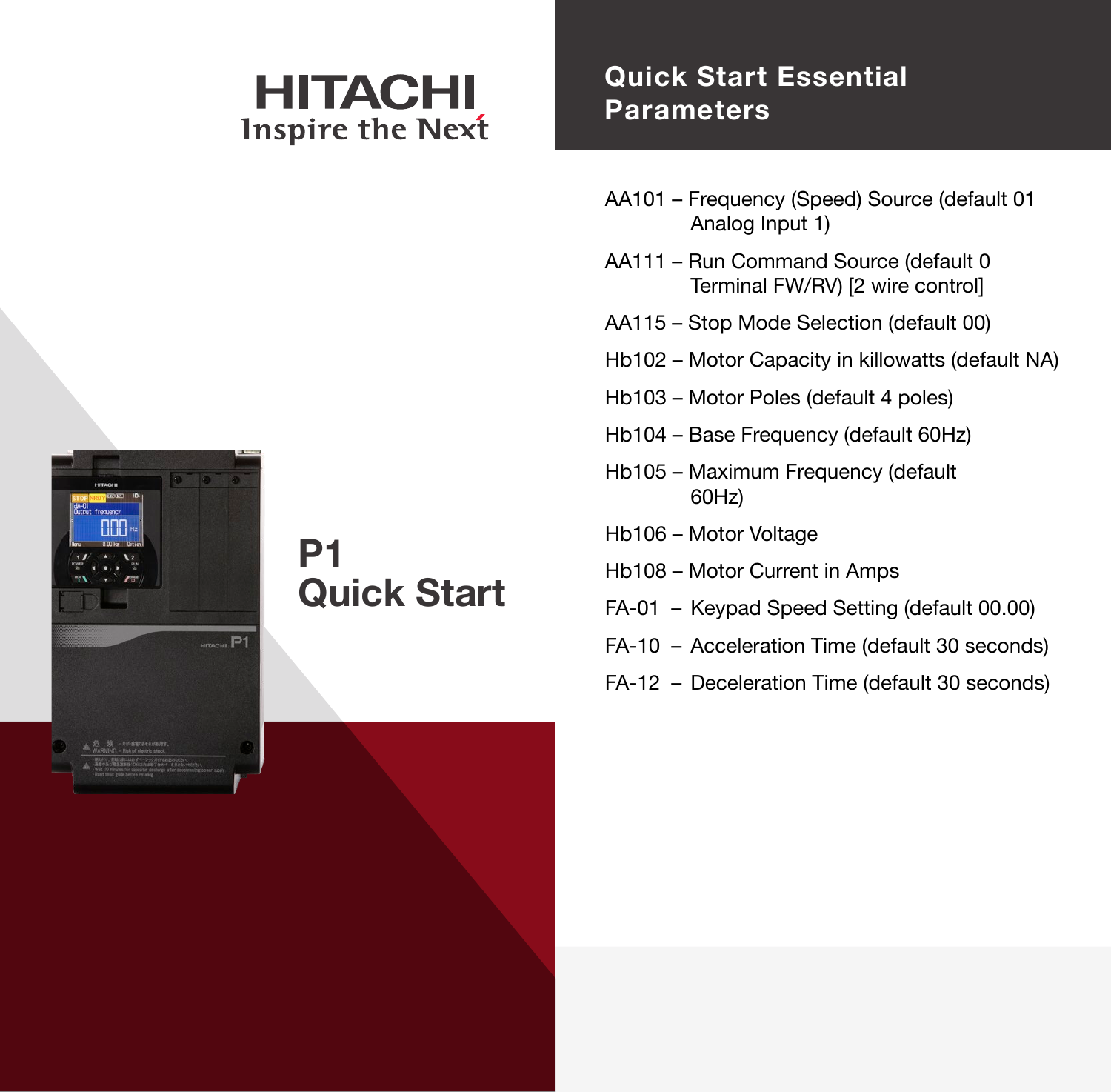HITACHI

Inspire the Next

# P1 Quick Start

## Quick Start Essential Parameters

AA101 – Frequency (Speed) Source (default 01 Analog Input 1)

AA111 – Run Command Source (default 0 Terminal FW/RV) [2 wire control]

AA115 – Stop Mode Selection (default 00)

Hb102 – Motor Capacity in killowatts (default NA)

Hb103 – Motor Poles (default 4 poles)

Hb104 – Base Frequency (default 60Hz)

Hb105 – Maximum Frequency (default 60Hz)

Hb106 – Motor Voltage

Hb108 – Motor Current in Amps

FA-01 – Keypad Speed Setting (default 00.00)

FA-10 – Acceleration Time (default 30 seconds)

FA-12 – Deceleration Time (default 30 seconds)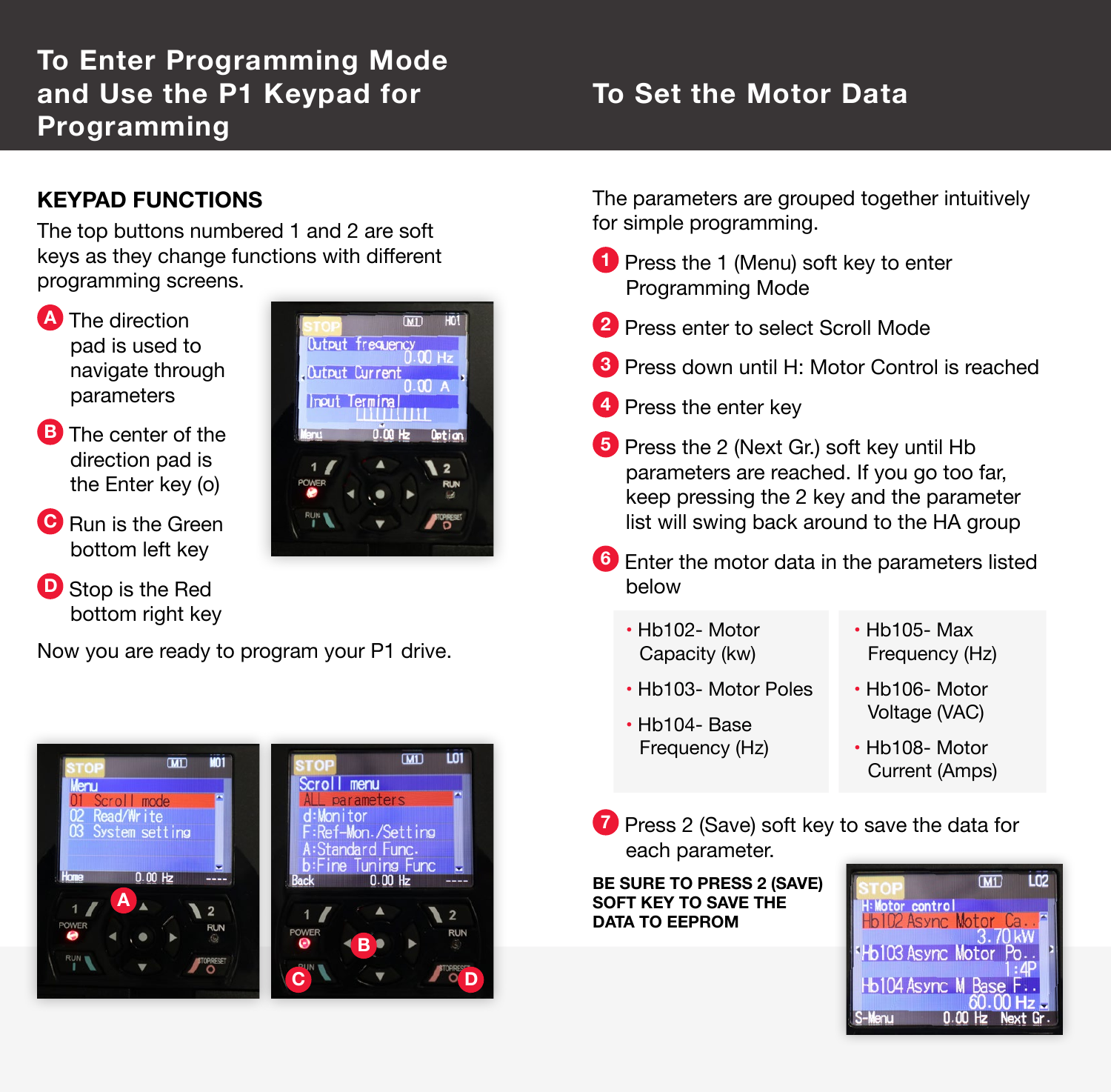# To Enter Programming Mode and Use the P1 Keypad for Programming

## KEYPAD FUNCTIONS

The top buttons numbered 1 and 2 are soft keys as they change functions with different programming screens.

- **A** The direction pad is used to navigate through parameters
- **B** The center of the direction pad is the Enter key (o)
- **C** Run is the Green bottom left key
- **D** Stop is the Red bottom right key

Now you are ready to program your P1 drive.

# To Set the Motor Data

The parameters are grouped together intuitively for simple programming.

1. Press the 1 (Menu) soft key to enter Programming Mode
2. Press enter to select Scroll Mode
3. Press down until H: Motor Control is reached
4. Press the enter key
5. Press the 2 (Next Gr.) soft key until Hb parameters are reached. If you go too far, keep pressing the 2 key and the parameter list will swing back around to the HA group
6. Enter the motor data in the parameters listed below

   - Hb102- Motor Capacity (kw)
   - Hb103- Motor Poles
   - Hb104- Base Frequency (Hz)
   - Hb105- Max Frequency (Hz)
   - Hb106- Motor Voltage (VAC)
   - Hb108- Motor Current (Amps)

7. Press 2 (Save) soft key to save the data for each parameter.

**BE SURE TO PRESS 2 (SAVE) SOFT KEY TO SAVE THE DATA TO EEPROM**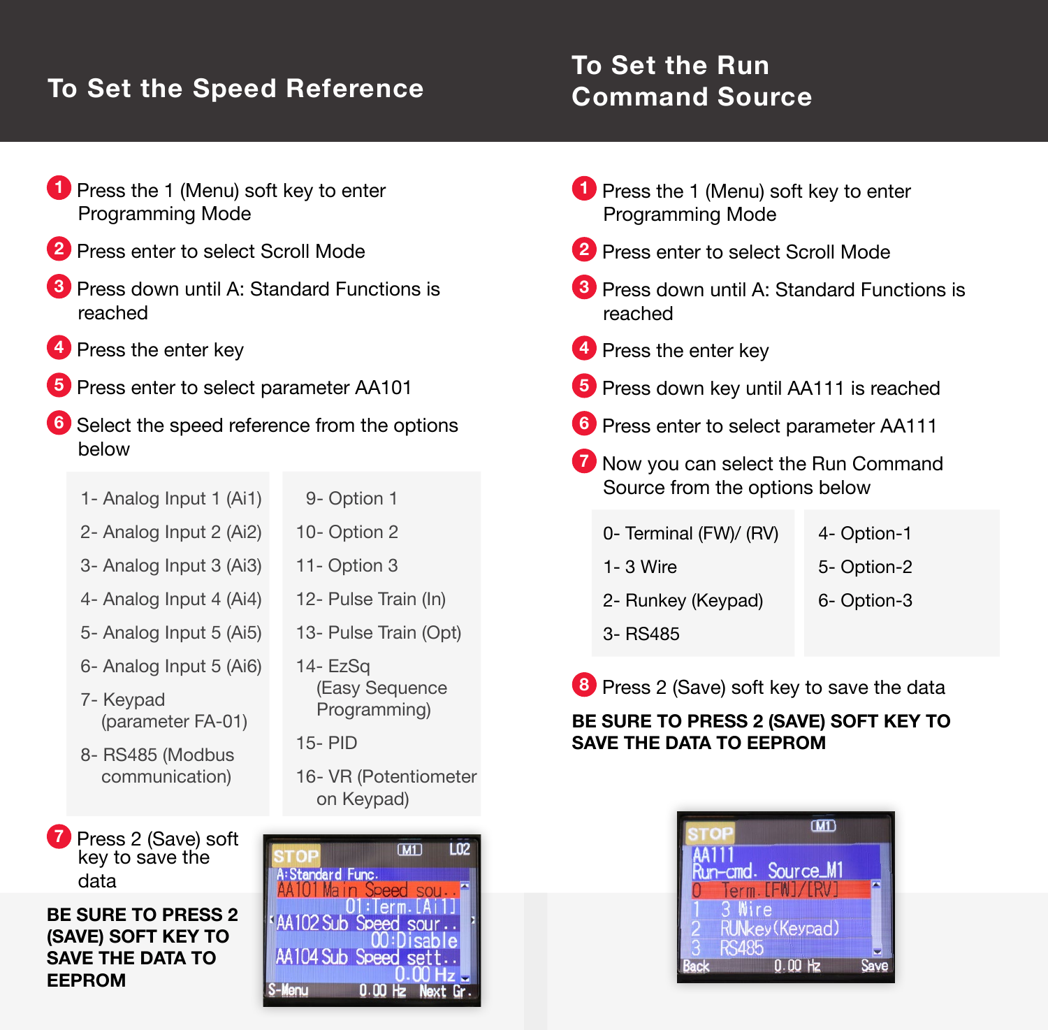## To Set the Speed Reference

1. Press the 1 (Menu) soft key to enter Programming Mode
2. Press enter to select Scroll Mode
3. Press down until A: Standard Functions is reached
4. Press the enter key
5. Press enter to select parameter AA101
6. Select the speed reference from the options below

| | |
|---|---|
| 1- Analog Input 1 (Ai1) | 9- Option 1 |
| 2- Analog Input 2 (Ai2) | 10- Option 2 |
| 3- Analog Input 3 (Ai3) | 11- Option 3 |
| 4- Analog Input 4 (Ai4) | 12- Pulse Train (In) |
| 5- Analog Input 5 (Ai5) | 13- Pulse Train (Opt) |
| 6- Analog Input 5 (Ai6) | 14- EzSq (Easy Sequence Programming) |
| 7- Keypad (parameter FA-01) | 15- PID |
| 8- RS485 (Modbus communication) | 16- VR (Potentiometer on Keypad) |

7. Press 2 (Save) soft key to save the data

**BE SURE TO PRESS 2 (SAVE) SOFT KEY TO SAVE THE DATA TO EEPROM**

## To Set the Run Command Source

1. Press the 1 (Menu) soft key to enter Programming Mode
2. Press enter to select Scroll Mode
3. Press down until A: Standard Functions is reached
4. Press the enter key
5. Press down key until AA111 is reached
6. Press enter to select parameter AA111
7. Now you can select the Run Command Source from the options below

| | |
|---|---|
| 0- Terminal (FW)/ (RV) | 4- Option-1 |
| 1- 3 Wire | 5- Option-2 |
| 2- Runkey (Keypad) | 6- Option-3 |
| 3- RS485 | |

8. Press 2 (Save) soft key to save the data

**BE SURE TO PRESS 2 (SAVE) SOFT KEY TO SAVE THE DATA TO EEPROM**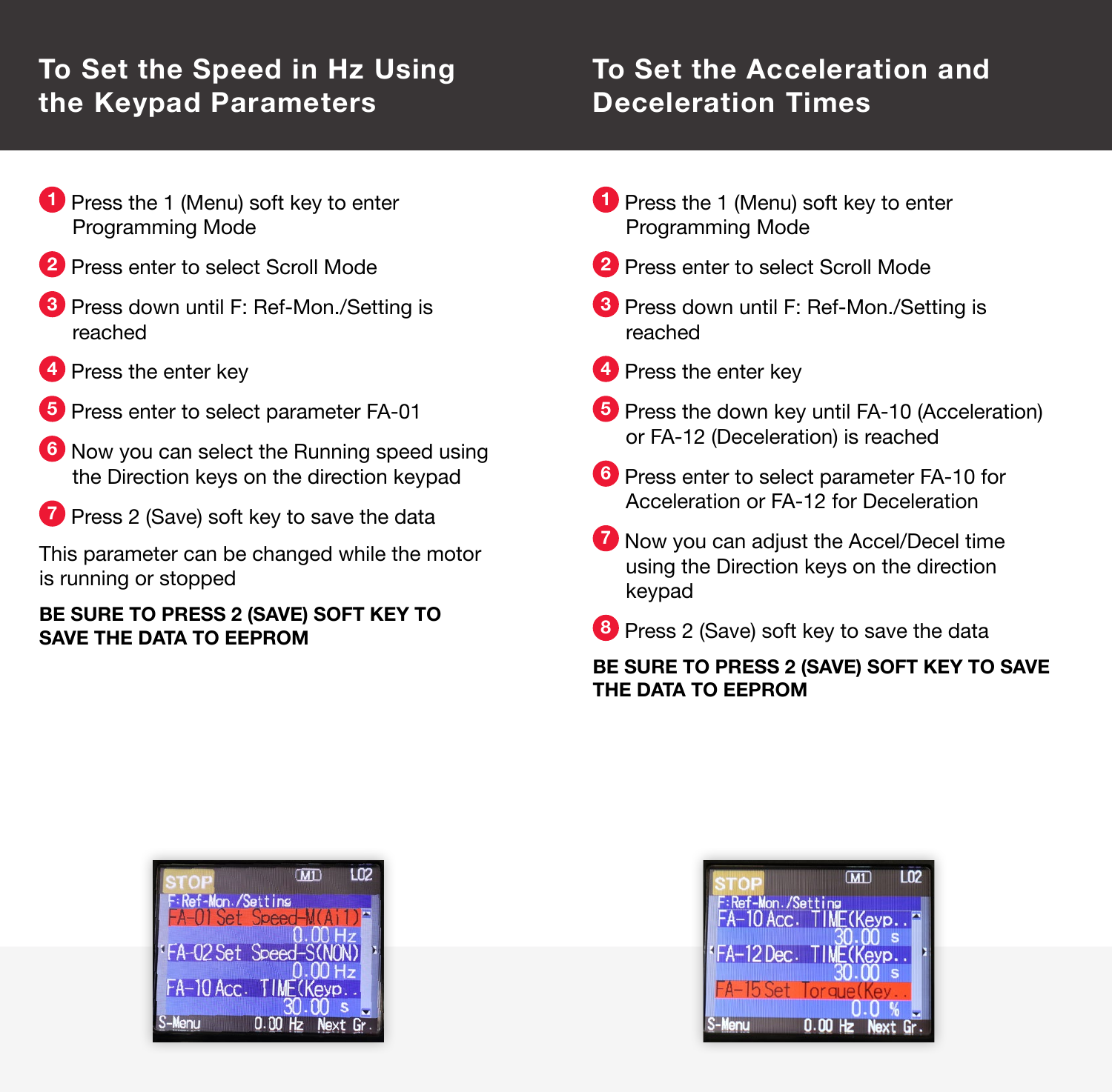## To Set the Speed in Hz Using the Keypad Parameters

1. Press the 1 (Menu) soft key to enter Programming Mode
2. Press enter to select Scroll Mode
3. Press down until F: Ref-Mon./Setting is reached
4. Press the enter key
5. Press enter to select parameter FA-01
6. Now you can select the Running speed using the Direction keys on the direction keypad
7. Press 2 (Save) soft key to save the data

This parameter can be changed while the motor is running or stopped

**BE SURE TO PRESS 2 (SAVE) SOFT KEY TO SAVE THE DATA TO EEPROM**

## To Set the Acceleration and Deceleration Times

1. Press the 1 (Menu) soft key to enter Programming Mode
2. Press enter to select Scroll Mode
3. Press down until F: Ref-Mon./Setting is reached
4. Press the enter key
5. Press the down key until FA-10 (Acceleration) or FA-12 (Deceleration) is reached
6. Press enter to select parameter FA-10 for Acceleration or FA-12 for Deceleration
7. Now you can adjust the Accel/Decel time using the Direction keys on the direction keypad
8. Press 2 (Save) soft key to save the data

**BE SURE TO PRESS 2 (SAVE) SOFT KEY TO SAVE THE DATA TO EEPROM**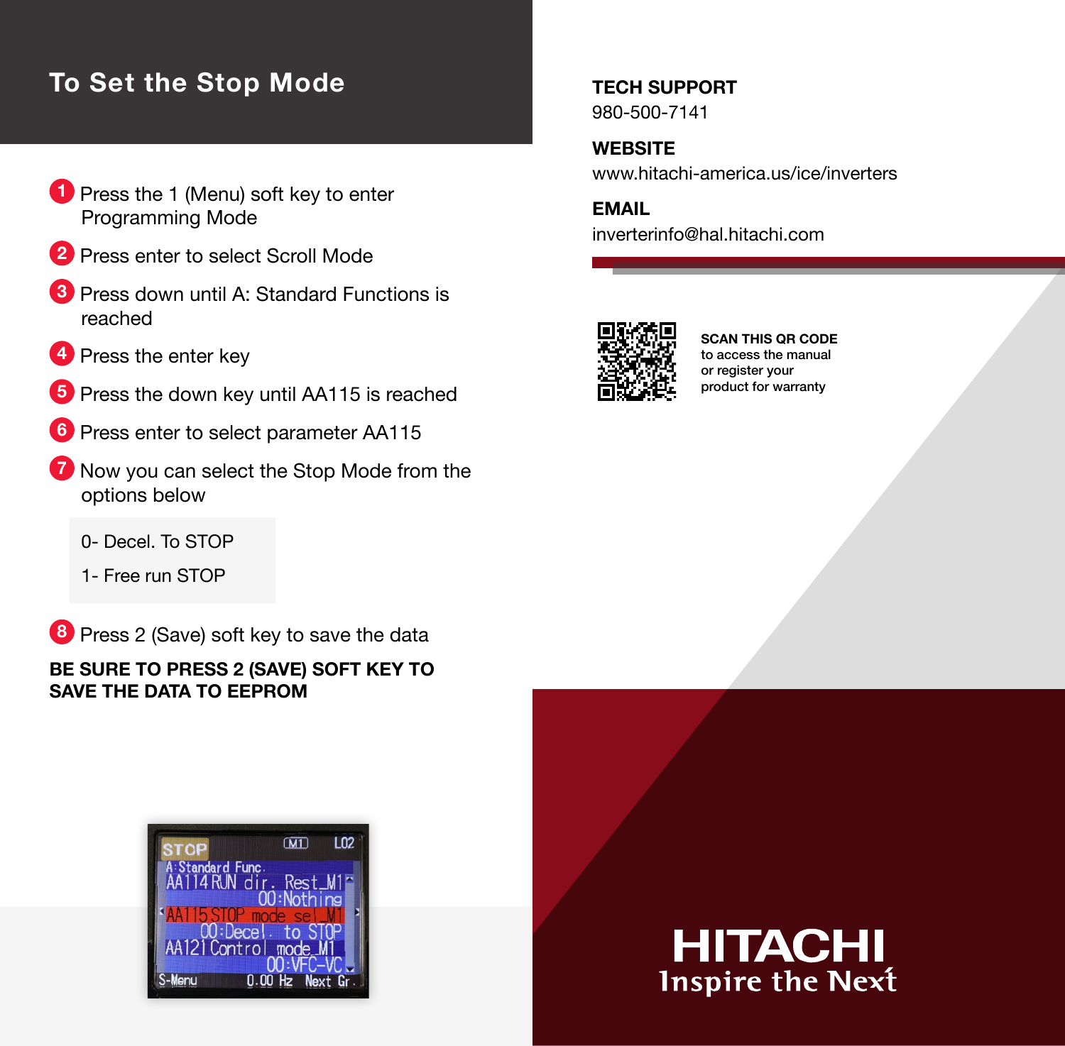## To Set the Stop Mode

1. Press the 1 (Menu) soft key to enter Programming Mode
2. Press enter to select Scroll Mode
3. Press down until A: Standard Functions is reached
4. Press the enter key
5. Press the down key until AA115 is reached
6. Press enter to select parameter AA115
7. Now you can select the Stop Mode from the options below

   0- Decel. To STOP

   1- Free run STOP

8. Press 2 (Save) soft key to save the data

**BE SURE TO PRESS 2 (SAVE) SOFT KEY TO SAVE THE DATA TO EEPROM**

STOP M1 L02
A:Standard Func.
AA114 RUN dir. Rest_M1
00:Nothing
AA115 STOP mode sel_M1
00:Decel. to STOP
AA121 Control mode_M1
00:VFC-VC
S-Menu 0.00 Hz Next Gr.

**TECH SUPPORT**
980-500-7141

**WEBSITE**
www.hitachi-america.us/ice/inverters

**EMAIL**
inverterinfo@hal.hitachi.com

**SCAN THIS QR CODE**
to access the manual or register your product for warranty

HITACHI
Inspire the Next